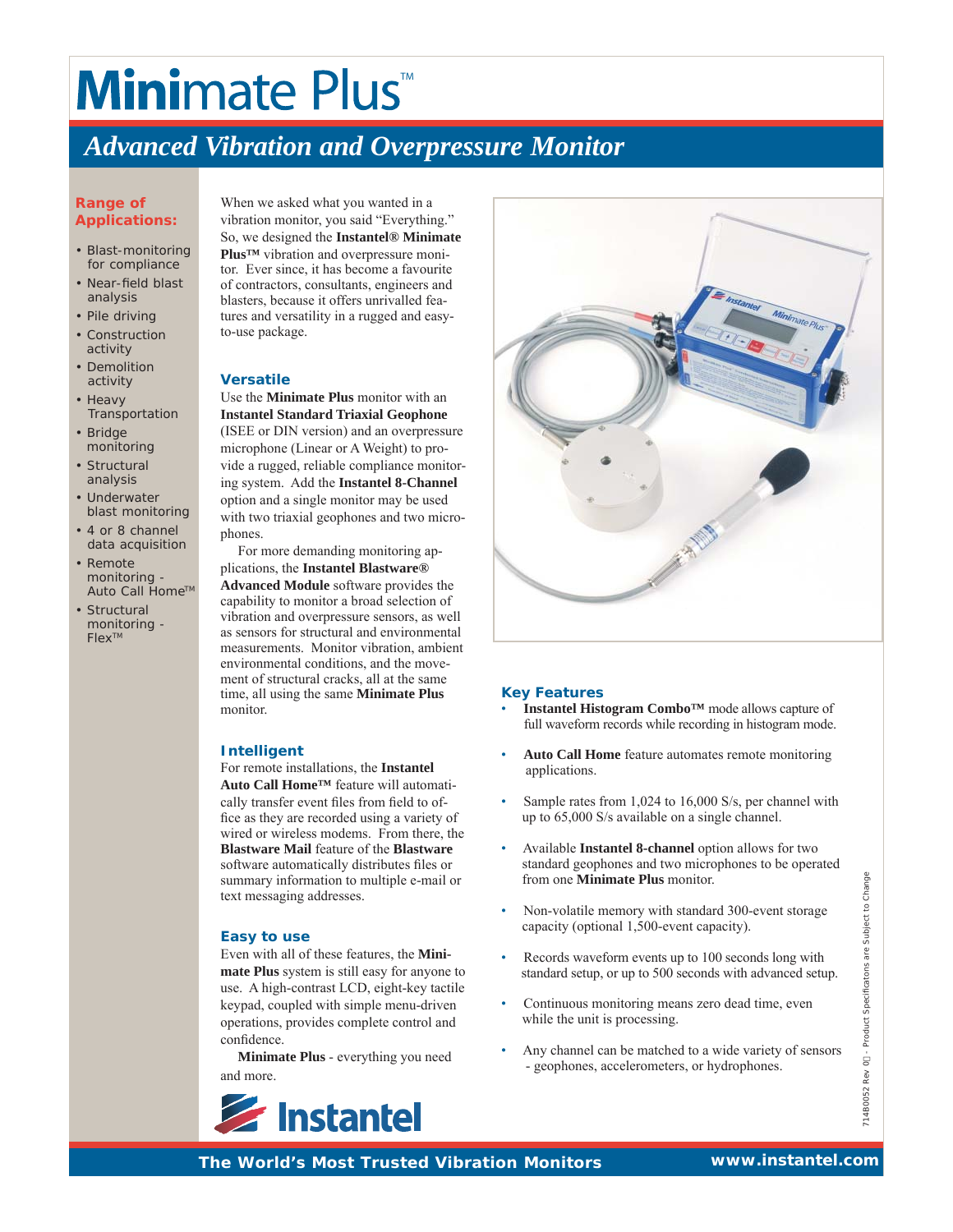# Minimate Plus™

## *Advanced Vibration and Overpressure Monitor*

### Range of Applications:

- Blast-monitoring for compliance
- Near-field blast analysis
- Pile driving
- Construction activity
- Demolition activity
- Heavy Transportation
- Bridge monitoring
- Structural analysis
- Underwater blast monitoring
- 4 or 8 channel data acquisition
- Remote monitoring - Auto Call Home™
- Structural monitoring - Flex™

When we asked what you wanted in a vibration monitor, you said "Everything." So, we designed the **Instantel® Minimate Plus™** vibration and overpressure monitor. Ever since, it has become a favourite of contractors, consultants, engineers and blasters, because it offers unrivalled features and versatility in a rugged and easy-to-use package.

### Versatile

Use the **Minimate Plus** monitor with an **Instantel Standard Triaxial Geophone** (ISEE or DIN version) and an overpressure microphone (Linear or A Weight) to provide a rugged, reliable compliance monitoring system. Add the **Instantel 8-Channel** option and a single monitor may be used with two triaxial geophones and two microphones.

For more demanding monitoring applications, the **Instantel Blastware® Advanced Module** software provides the capability to monitor a broad selection of vibration and overpressure sensors, as well as sensors for structural and environmental measurements. Monitor vibration, ambient environmental conditions, and the movement of structural cracks, all at the same time, all using the same **Minimate Plus** monitor.

### Intelligent

For remote installations, the **Instantel Auto Call Home™** feature will automatically transfer event files from field to office as they are recorded using a variety of wired or wireless modems. From there, the **Blastware Mail** feature of the **Blastware** software automatically distributes files or summary information to multiple e-mail or text messaging addresses.

### Easy to use

Even with all of these features, the **Minimate Plus** system is still easy for anyone to use. A high-contrast LCD, eight-key tactile keypad, coupled with simple menu-driven operations, provides complete control and confidence.

**Minimate Plus** - everything you need and more.

### Key Features

- **Instantel Histogram Combo™** mode allows capture of full waveform records while recording in histogram mode.
- **Auto Call Home** feature automates remote monitoring applications.
- Sample rates from 1,024 to 16,000 S/s, per channel with up to 65,000 S/s available on a single channel.
- Available **Instantel 8-channel** option allows for two standard geophones and two microphones to be operated from one **Minimate Plus** monitor.
- Non-volatile memory with standard 300-event storage capacity (optional 1,500-event capacity).
- Records waveform events up to 100 seconds long with standard setup, or up to 500 seconds with advanced setup.
- Continuous monitoring means zero dead time, even while the unit is processing.
- Any channel can be matched to a wide variety of sensors - geophones, accelerometers, or hydrophones.

Instantel

**The World's Most Trusted Vibration Monitors** www.instantel.com

714B0052 Rev 0 - Product Specifications are Subject to Change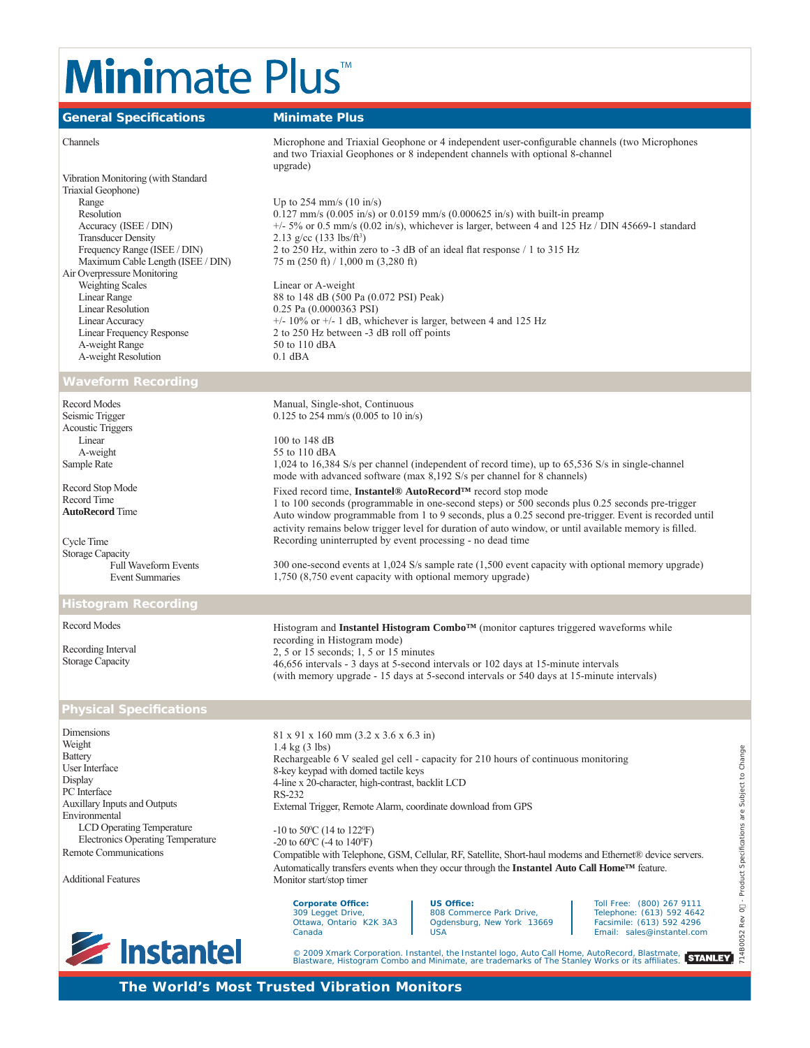# Minimate Plus™

| General Specifications | Minimate Plus |
| --- | --- |
| Channels | Microphone and Triaxial Geophone or 4 independent user-configurable channels (two Microphones and two Triaxial Geophones or 8 independent channels with optional 8-channel upgrade) |
| Vibration Monitoring (with Standard Triaxial Geophone) | |
| Range | Up to 254 mm/s (10 in/s) |
| Resolution | 0.127 mm/s (0.005 in/s) or 0.0159 mm/s (0.000625 in/s) with built-in preamp |
| Accuracy (ISEE / DIN) | +/- 5% or 0.5 mm/s (0.02 in/s), whichever is larger, between 4 and 125 Hz / DIN 45669-1 standard |
| Transducer Density | 2.13 g/cc (133 lbs/ft$^3$) |
| Frequency Range (ISEE / DIN) | 2 to 250 Hz, within zero to -3 dB of an ideal flat response / 1 to 315 Hz |
| Maximum Cable Length (ISEE / DIN) | 75 m (250 ft) / 1,000 m (3,280 ft) |
| Air Overpressure Monitoring | |
| Weighting Scales | Linear or A-weight |
| Linear Range | 88 to 148 dB (500 Pa (0.072 PSI) Peak) |
| Linear Resolution | 0.25 Pa (0.0000363 PSI) |
| Linear Accuracy | +/- 10% or +/- 1 dB, whichever is larger, between 4 and 125 Hz |
| Linear Frequency Response | 2 to 250 Hz between -3 dB roll off points |
| A-weight Range | 50 to 110 dBA |
| A-weight Resolution | 0.1 dBA |

## Waveform Recording

| | |
| --- | --- |
| Record Modes | Manual, Single-shot, Continuous |
| Seismic Trigger | 0.125 to 254 mm/s (0.005 to 10 in/s) |
| Acoustic Triggers | |
| Linear | 100 to 148 dB |
| A-weight | 55 to 110 dBA |
| Sample Rate | 1,024 to 16,384 S/s per channel (independent of record time), up to 65,536 S/s in single-channel mode with advanced software (max 8,192 S/s per channel for 8 channels) |
| Record Stop Mode | Fixed record time, **Instantel® AutoRecord™** record stop mode |
| Record Time | 1 to 100 seconds (programmable in one-second steps) or 500 seconds plus 0.25 seconds pre-trigger |
| **AutoRecord** Time | Auto window programmable from 1 to 9 seconds, plus a 0.25 second pre-trigger. Event is recorded until activity remains below trigger level for duration of auto window, or until available memory is filled. |
| Cycle Time | Recording uninterrupted by event processing - no dead time |
| Storage Capacity | |
| Full Waveform Events | 300 one-second events at 1,024 S/s sample rate (1,500 event capacity with optional memory upgrade) |
| Event Summaries | 1,750 (8,750 event capacity with optional memory upgrade) |

## Histogram Recording

| | |
| --- | --- |
| Record Modes | Histogram and **Instantel Histogram Combo™** (monitor captures triggered waveforms while recording in Histogram mode) |
| Recording Interval | 2, 5 or 15 seconds; 1, 5 or 15 minutes |
| Storage Capacity | 46,656 intervals - 3 days at 5-second intervals or 102 days at 15-minute intervals (with memory upgrade - 15 days at 5-second intervals or 540 days at 15-minute intervals) |

## Physical Specifications

| | |
| --- | --- |
| Dimensions | 81 x 91 x 160 mm (3.2 x 3.6 x 6.3 in) |
| Weight | 1.4 kg (3 lbs) |
| Battery | Rechargeable 6 V sealed gel cell - capacity for 210 hours of continuous monitoring |
| User Interface | 8-key keypad with domed tactile keys |
| Display | 4-line x 20-character, high-contrast, backlit LCD |
| PC Interface | RS-232 |
| Auxillary Inputs and Outputs | External Trigger, Remote Alarm, coordinate download from GPS |
| Environmental | |
| LCD Operating Temperature | -10 to 50°C (14 to 122°F) |
| Electronics Operating Temperature | -20 to 60°C (-4 to 140°F) |
| Remote Communications | Compatible with Telephone, GSM, Cellular, RF, Satellite, Short-haul modems and Ethernet® device servers. |
| Additional Features | Automatically transfers events when they occur through the **Instantel Auto Call Home™** feature. Monitor start/stop timer |

**Corporate Office:**
309 Legget Drive,
Ottawa, Ontario K2K 3A3
Canada

**US Office:**
808 Commerce Park Drive,
Ogdensburg, New York 13669
USA

Toll Free: (800) 267 9111
Telephone: (613) 592 4642
Facsimile: (613) 592 4296
Email: sales@instantel.com

Instantel

© 2009 Xmark Corporation. Instantel, the Instantel logo, Auto Call Home, AutoRecord, Blastmate, Blastware, Histogram Combo and Minimate, are trademarks of The Stanley Works or its affiliates. STANLEY

714B0052 Rev 0 - Product Specifications are Subject to Change

**The World's Most Trusted Vibration Monitors**